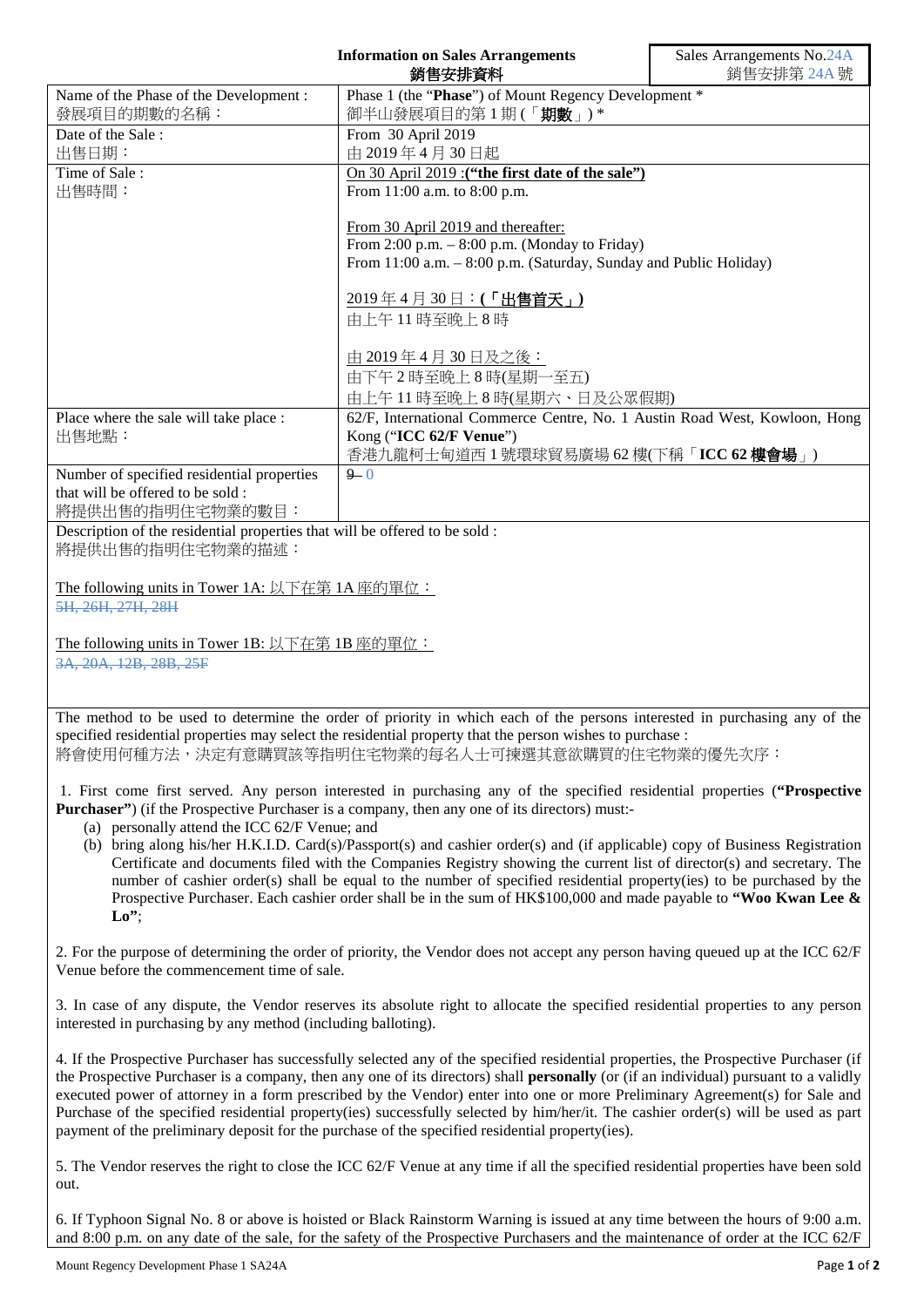**Information on Sales Arrangements**
**銷售安排資料**

Sales Arrangements No.24A
銷售安排第 24A 號

| | |
|---|---|
| Name of the Phase of the Development :<br>發展項目的期數的名稱： | Phase 1 (the "**Phase**") of Mount Regency Development *<br>御半山發展項目的第 1 期 (「**期數**」) * |
| Date of the Sale :<br>出售日期： | From 30 April 2019<br>由 2019 年 4 月 30 日起 |
| Time of Sale :<br>出售時間： | On 30 April 2019 :**("the first date of the sale")**<br>From 11:00 a.m. to 8:00 p.m.<br><br>From 30 April 2019 and thereafter:<br>From 2:00 p.m. – 8:00 p.m. (Monday to Friday)<br>From 11:00 a.m. – 8:00 p.m. (Saturday, Sunday and Public Holiday)<br><br>2019 年 4 月 30 日：**(「出售首天」)**<br>由上午 11 時至晚上 8 時<br><br>由 2019 年 4 月 30 日及之後：<br>由下午 2 時至晚上 8 時(星期一至五)<br>由上午 11 時至晚上 8 時(星期六、日及公眾假期) |
| Place where the sale will take place :<br>出售地點： | 62/F, International Commerce Centre, No. 1 Austin Road West, Kowloon, Hong Kong ("**ICC 62/F Venue**")<br>香港九龍柯士甸道西 1 號環球貿易廣場 62 樓(下稱「**ICC 62 樓會場**」) |
| Number of specified residential properties that will be offered to be sold :<br>將提供出售的指明住宅物業的數目： | ~~9~~ 0 |

Description of the residential properties that will be offered to be sold :
將提供出售的指明住宅物業的描述：

The following units in Tower 1A: 以下在第 1A 座的單位：
~~5H, 26H, 27H, 28H~~

The following units in Tower 1B: 以下在第 1B 座的單位：
~~3A, 20A, 12B, 28B, 25F~~

The method to be used to determine the order of priority in which each of the persons interested in purchasing any of the specified residential properties may select the residential property that the person wishes to purchase :
將會使用何種方法，決定有意購買該等指明住宅物業的每名人士可揀選其意欲購買的住宅物業的優先次序：

1. First come first served. Any person interested in purchasing any of the specified residential properties (**"Prospective Purchaser"**) (if the Prospective Purchaser is a company, then any one of its directors) must:-
   (a) personally attend the ICC 62/F Venue; and
   (b) bring along his/her H.K.I.D. Card(s)/Passport(s) and cashier order(s) and (if applicable) copy of Business Registration Certificate and documents filed with the Companies Registry showing the current list of director(s) and secretary. The number of cashier order(s) shall be equal to the number of specified residential property(ies) to be purchased by the Prospective Purchaser. Each cashier order shall be in the sum of HK$100,000 and made payable to **"Woo Kwan Lee & Lo"**;

2. For the purpose of determining the order of priority, the Vendor does not accept any person having queued up at the ICC 62/F Venue before the commencement time of sale.

3. In case of any dispute, the Vendor reserves its absolute right to allocate the specified residential properties to any person interested in purchasing by any method (including balloting).

4. If the Prospective Purchaser has successfully selected any of the specified residential properties, the Prospective Purchaser (if the Prospective Purchaser is a company, then any one of its directors) shall **personally** (or (if an individual) pursuant to a validly executed power of attorney in a form prescribed by the Vendor) enter into one or more Preliminary Agreement(s) for Sale and Purchase of the specified residential property(ies) successfully selected by him/her/it. The cashier order(s) will be used as part payment of the preliminary deposit for the purchase of the specified residential property(ies).

5. The Vendor reserves the right to close the ICC 62/F Venue at any time if all the specified residential properties have been sold out.

6. If Typhoon Signal No. 8 or above is hoisted or Black Rainstorm Warning is issued at any time between the hours of 9:00 a.m. and 8:00 p.m. on any date of the sale, for the safety of the Prospective Purchasers and the maintenance of order at the ICC 62/F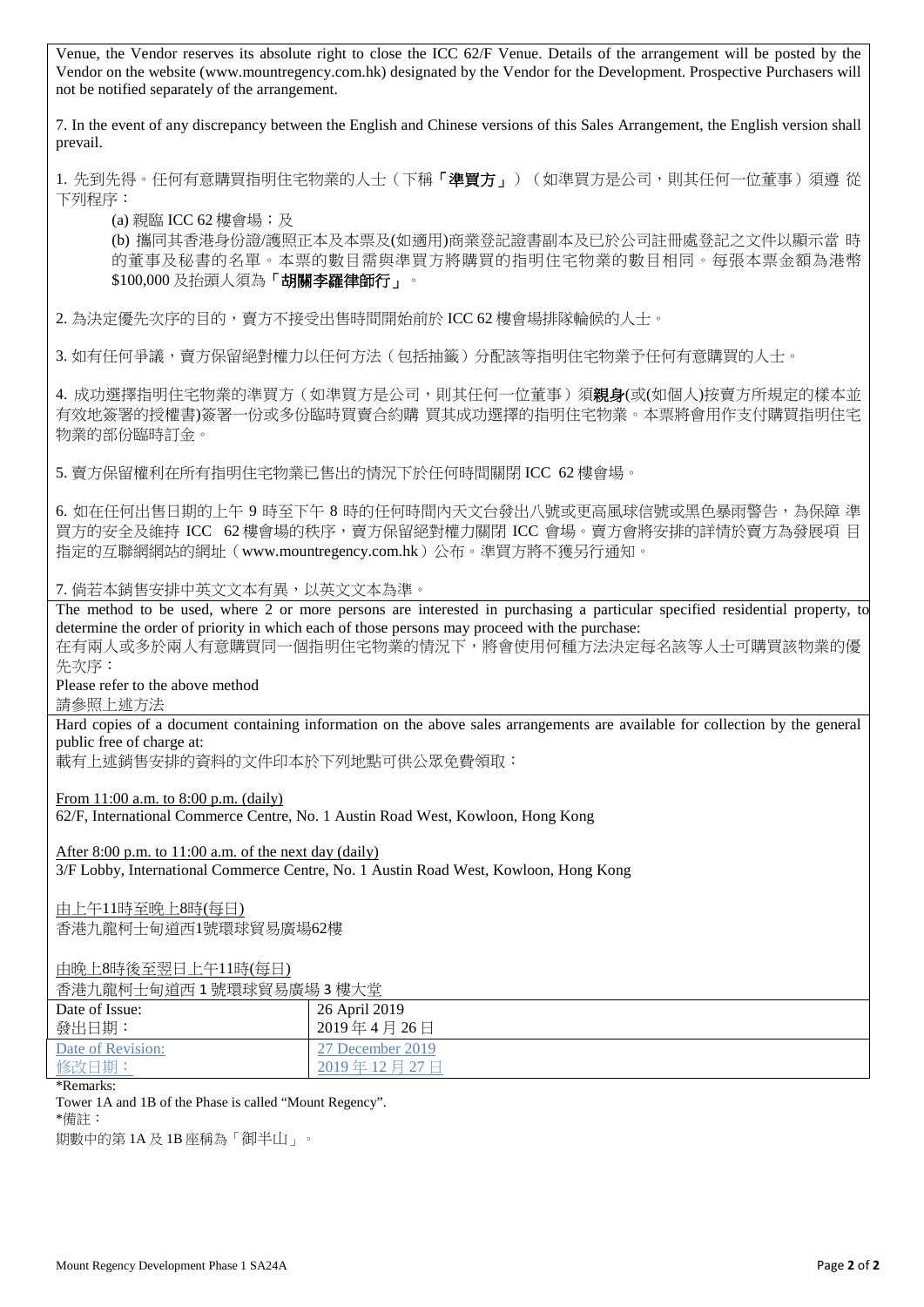Venue, the Vendor reserves its absolute right to close the ICC 62/F Venue. Details of the arrangement will be posted by the Vendor on the website (www.mountregency.com.hk) designated by the Vendor for the Development. Prospective Purchasers will not be notified separately of the arrangement.

7. In the event of any discrepancy between the English and Chinese versions of this Sales Arrangement, the English version shall prevail.

1. 先到先得。任何有意購買指明住宅物業的人士（下稱**「準買方」**）（如準買方是公司，則其任何一位董事）須遵 從下列程序：

(a) 親臨 ICC 62 樓會場；及

(b) 攜同其香港身份證/護照正本及本票及(如適用)商業登記證書副本及已於公司註冊處登記之文件以顯示當 時的董事及秘書的名單。本票的數目需與準買方將購買的指明住宅物業的數目相同。每張本票金額為港幣 $100,000 及抬頭人須為**「胡關李羅律師行」**。

2. 為決定優先次序的目的，賣方不接受出售時間開始前於 ICC 62 樓會場排隊輪候的人士。

3. 如有任何爭議，賣方保留絕對權力以任何方法（包括抽籤）分配該等指明住宅物業予任何有意購買的人士。

4. 成功選擇指明住宅物業的準買方（如準買方是公司，則其任何一位董事）須**親身**(或(如個人)按賣方所規定的樣本並有效地簽署的授權書)簽署一份或多份臨時買賣合約購 買其成功選擇的指明住宅物業。本票將會用作支付購買指明住宅物業的部份臨時訂金。

5. 賣方保留權利在所有指明住宅物業已售出的情況下於任何時間關閉 ICC 62 樓會場。

6. 如在任何出售日期的上午 9 時至下午 8 時的任何時間內天文台發出八號或更高風球信號或黑色暴雨警告，為保障 準買方的安全及維持 ICC 62 樓會場的秩序，賣方保留絕對權力關閉 ICC 會場。賣方會將安排的詳情於賣方為發展項 目指定的互聯網網站的網址（www.mountregency.com.hk）公布。準買方將不獲另行通知。

7. 倘若本銷售安排中英文文本有異，以英文文本為準。

The method to be used, where 2 or more persons are interested in purchasing a particular specified residential property, to determine the order of priority in which each of those persons may proceed with the purchase:

在有兩人或多於兩人有意購買同一個指明住宅物業的情況下，將會使用何種方法決定每名該等人士可購買該物業的優先次序：

Please refer to the above method

請參照上述方法

Hard copies of a document containing information on the above sales arrangements are available for collection by the general public free of charge at:

載有上述銷售安排的資料的文件印本於下列地點可供公眾免費領取：

From 11:00 a.m. to 8:00 p.m. (daily)

62/F, International Commerce Centre, No. 1 Austin Road West, Kowloon, Hong Kong

After 8:00 p.m. to 11:00 a.m. of the next day (daily)

3/F Lobby, International Commerce Centre, No. 1 Austin Road West, Kowloon, Hong Kong

由上午11時至晚上8時(每日)

香港九龍柯士甸道西1號環球貿易廣場62樓

由晚上8時後至翌日上午11時(每日)

香港九龍柯士甸道西 1 號環球貿易廣場 3 樓大堂

| | |
|---|---|
| Date of Issue:<br>發出日期： | 26 April 2019<br>2019 年 4 月 26 日 |
| Date of Revision:<br>修改日期： | 27 December 2019<br>2019 年 12 月 27 日 |

*Remarks:

Tower 1A and 1B of the Phase is called "Mount Regency".

*備註：

期數中的第 1A 及 1B 座稱為「御半山」。